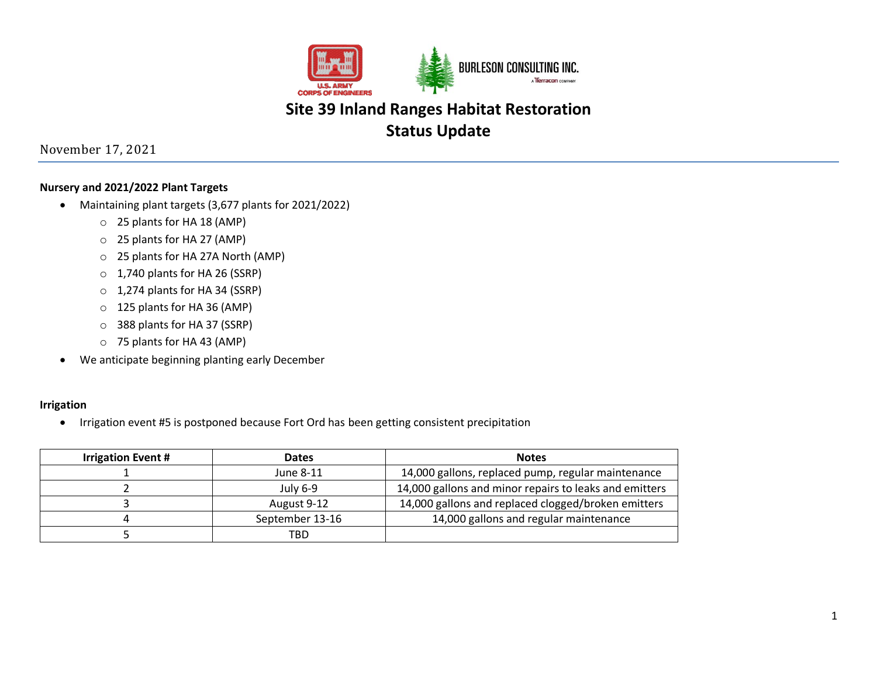# Site 39 Inland Ranges Habitat Restoration
# Status Update

November 17, 2021

**Nursery and 2021/2022 Plant Targets**

- Maintaining plant targets (3,677 plants for 2021/2022)
  - 25 plants for HA 18 (AMP)
  - 25 plants for HA 27 (AMP)
  - 25 plants for HA 27A North (AMP)
  - 1,740 plants for HA 26 (SSRP)
  - 1,274 plants for HA 34 (SSRP)
  - 125 plants for HA 36 (AMP)
  - 388 plants for HA 37 (SSRP)
  - 75 plants for HA 43 (AMP)
- We anticipate beginning planting early December

**Irrigation**

- Irrigation event #5 is postponed because Fort Ord has been getting consistent precipitation

| Irrigation Event # | Dates | Notes |
|---|---|---|
| 1 | June 8-11 | 14,000 gallons, replaced pump, regular maintenance |
| 2 | July 6-9 | 14,000 gallons and minor repairs to leaks and emitters |
| 3 | August 9-12 | 14,000 gallons and replaced clogged/broken emitters |
| 4 | September 13-16 | 14,000 gallons and regular maintenance |
| 5 | TBD | |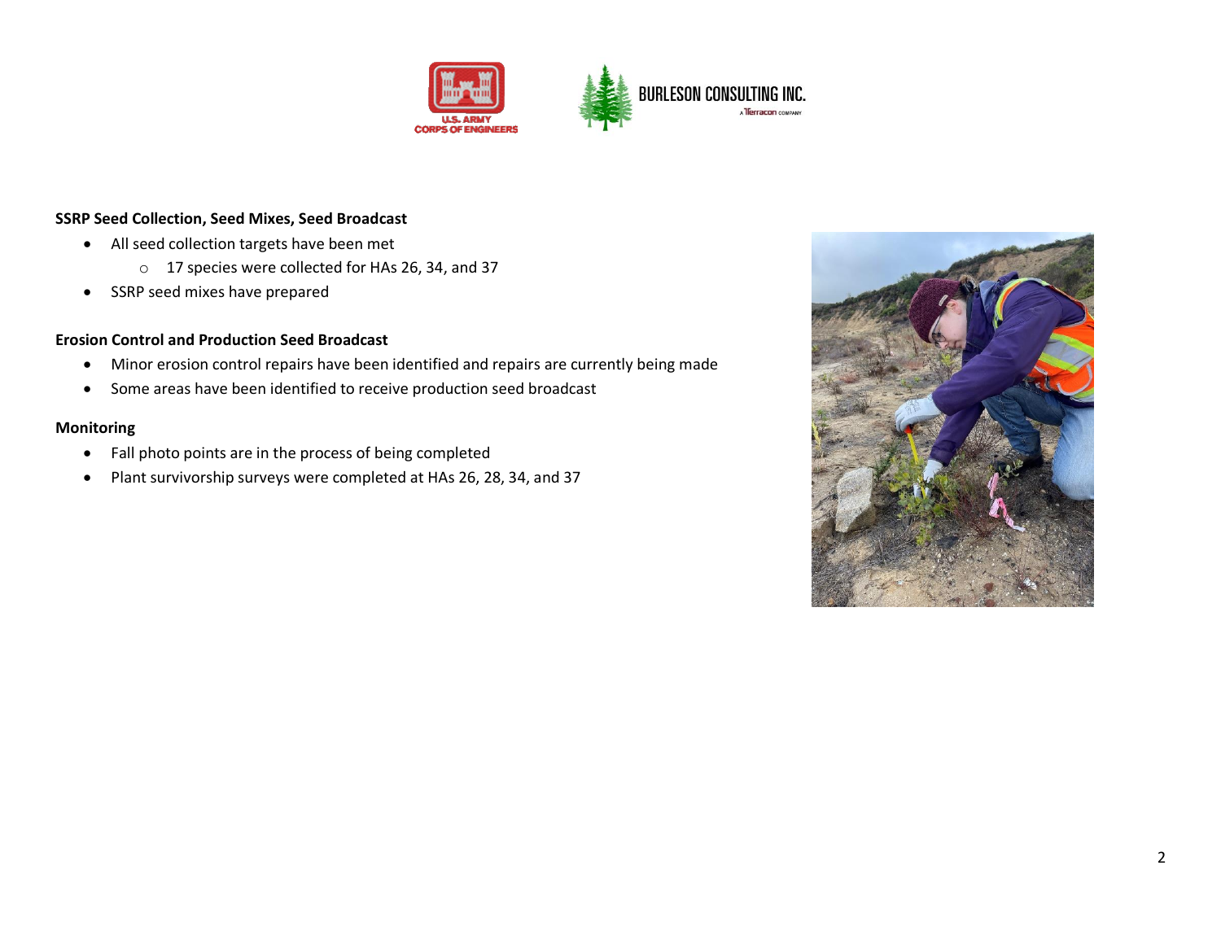**SSRP Seed Collection, Seed Mixes, Seed Broadcast**

- All seed collection targets have been met
  - 17 species were collected for HAs 26, 34, and 37
- SSRP seed mixes have prepared

**Erosion Control and Production Seed Broadcast**

- Minor erosion control repairs have been identified and repairs are currently being made
- Some areas have been identified to receive production seed broadcast

**Monitoring**

- Fall photo points are in the process of being completed
- Plant survivorship surveys were completed at HAs 26, 28, 34, and 37